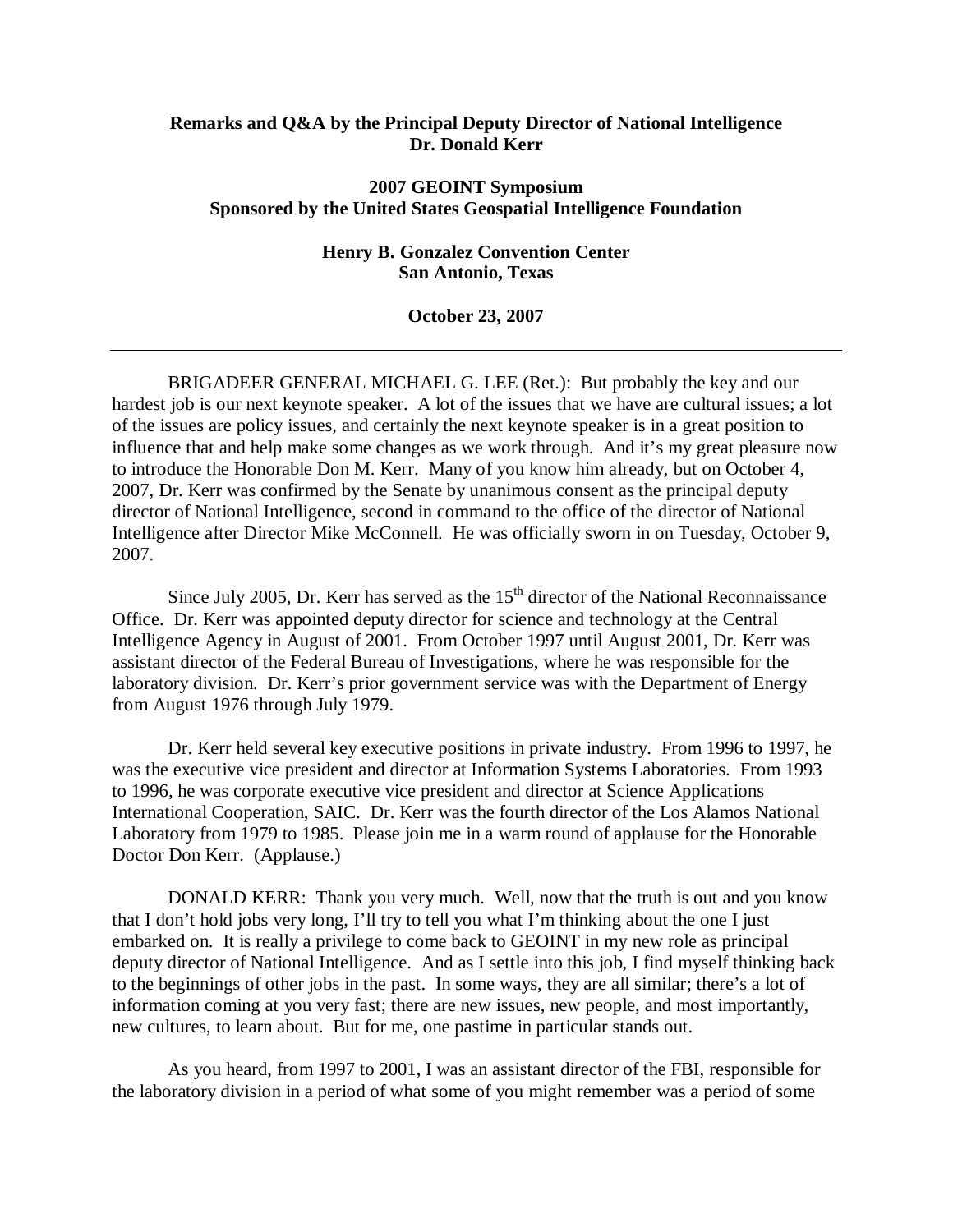**Remarks and Q&A by the Principal Deputy Director of National Intelligence**
**Dr. Donald Kerr**

**2007 GEOINT Symposium**
**Sponsored by the United States Geospatial Intelligence Foundation**

**Henry B. Gonzalez Convention Center**
**San Antonio, Texas**

**October 23, 2007**

---

BRIGADEER GENERAL MICHAEL G. LEE (Ret.): But probably the key and our hardest job is our next keynote speaker. A lot of the issues that we have are cultural issues; a lot of the issues are policy issues, and certainly the next keynote speaker is in a great position to influence that and help make some changes as we work through. And it's my great pleasure now to introduce the Honorable Don M. Kerr. Many of you know him already, but on October 4, 2007, Dr. Kerr was confirmed by the Senate by unanimous consent as the principal deputy director of National Intelligence, second in command to the office of the director of National Intelligence after Director Mike McConnell. He was officially sworn in on Tuesday, October 9, 2007.

Since July 2005, Dr. Kerr has served as the 15th director of the National Reconnaissance Office. Dr. Kerr was appointed deputy director for science and technology at the Central Intelligence Agency in August of 2001. From October 1997 until August 2001, Dr. Kerr was assistant director of the Federal Bureau of Investigations, where he was responsible for the laboratory division. Dr. Kerr's prior government service was with the Department of Energy from August 1976 through July 1979.

Dr. Kerr held several key executive positions in private industry. From 1996 to 1997, he was the executive vice president and director at Information Systems Laboratories. From 1993 to 1996, he was corporate executive vice president and director at Science Applications International Cooperation, SAIC. Dr. Kerr was the fourth director of the Los Alamos National Laboratory from 1979 to 1985. Please join me in a warm round of applause for the Honorable Doctor Don Kerr. (Applause.)

DONALD KERR: Thank you very much. Well, now that the truth is out and you know that I don't hold jobs very long, I'll try to tell you what I'm thinking about the one I just embarked on. It is really a privilege to come back to GEOINT in my new role as principal deputy director of National Intelligence. And as I settle into this job, I find myself thinking back to the beginnings of other jobs in the past. In some ways, they are all similar; there's a lot of information coming at you very fast; there are new issues, new people, and most importantly, new cultures, to learn about. But for me, one pastime in particular stands out.

As you heard, from 1997 to 2001, I was an assistant director of the FBI, responsible for the laboratory division in a period of what some of you might remember was a period of some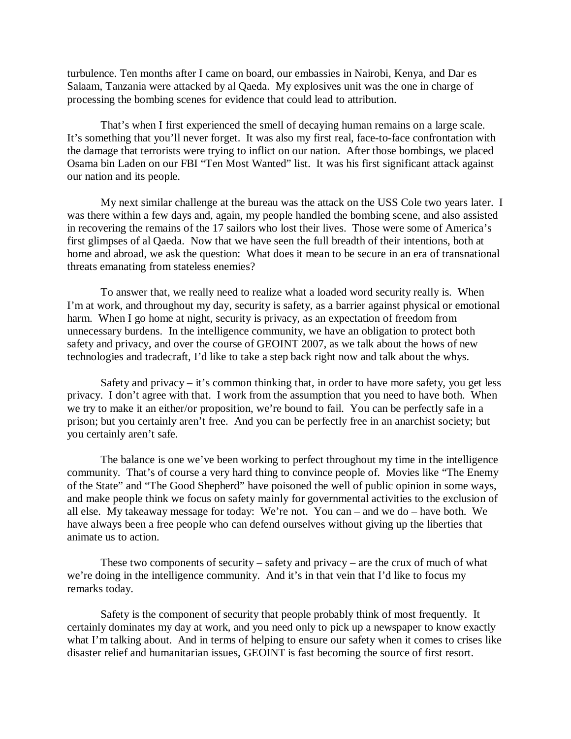turbulence. Ten months after I came on board, our embassies in Nairobi, Kenya, and Dar es Salaam, Tanzania were attacked by al Qaeda. My explosives unit was the one in charge of processing the bombing scenes for evidence that could lead to attribution.

That's when I first experienced the smell of decaying human remains on a large scale. It's something that you'll never forget. It was also my first real, face-to-face confrontation with the damage that terrorists were trying to inflict on our nation. After those bombings, we placed Osama bin Laden on our FBI "Ten Most Wanted" list. It was his first significant attack against our nation and its people.

My next similar challenge at the bureau was the attack on the USS Cole two years later. I was there within a few days and, again, my people handled the bombing scene, and also assisted in recovering the remains of the 17 sailors who lost their lives. Those were some of America's first glimpses of al Qaeda. Now that we have seen the full breadth of their intentions, both at home and abroad, we ask the question: What does it mean to be secure in an era of transnational threats emanating from stateless enemies?

To answer that, we really need to realize what a loaded word security really is. When I'm at work, and throughout my day, security is safety, as a barrier against physical or emotional harm. When I go home at night, security is privacy, as an expectation of freedom from unnecessary burdens. In the intelligence community, we have an obligation to protect both safety and privacy, and over the course of GEOINT 2007, as we talk about the hows of new technologies and tradecraft, I'd like to take a step back right now and talk about the whys.

Safety and privacy – it's common thinking that, in order to have more safety, you get less privacy. I don't agree with that. I work from the assumption that you need to have both. When we try to make it an either/or proposition, we're bound to fail. You can be perfectly safe in a prison; but you certainly aren't free. And you can be perfectly free in an anarchist society; but you certainly aren't safe.

The balance is one we've been working to perfect throughout my time in the intelligence community. That's of course a very hard thing to convince people of. Movies like "The Enemy of the State" and "The Good Shepherd" have poisoned the well of public opinion in some ways, and make people think we focus on safety mainly for governmental activities to the exclusion of all else. My takeaway message for today: We're not. You can – and we do – have both. We have always been a free people who can defend ourselves without giving up the liberties that animate us to action.

These two components of security – safety and privacy – are the crux of much of what we're doing in the intelligence community. And it's in that vein that I'd like to focus my remarks today.

Safety is the component of security that people probably think of most frequently. It certainly dominates my day at work, and you need only to pick up a newspaper to know exactly what I'm talking about. And in terms of helping to ensure our safety when it comes to crises like disaster relief and humanitarian issues, GEOINT is fast becoming the source of first resort.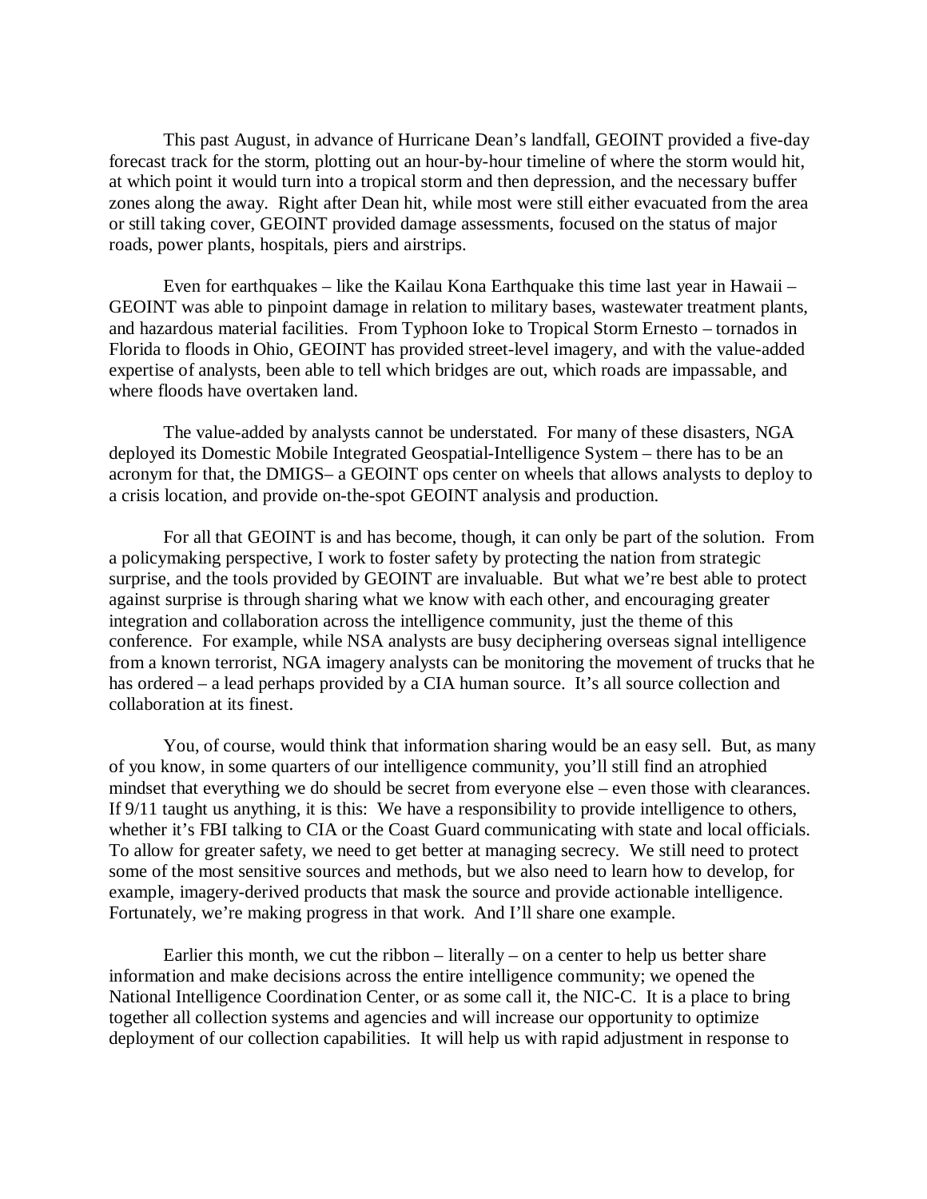This past August, in advance of Hurricane Dean's landfall, GEOINT provided a five-day forecast track for the storm, plotting out an hour-by-hour timeline of where the storm would hit, at which point it would turn into a tropical storm and then depression, and the necessary buffer zones along the away. Right after Dean hit, while most were still either evacuated from the area or still taking cover, GEOINT provided damage assessments, focused on the status of major roads, power plants, hospitals, piers and airstrips.

Even for earthquakes – like the Kailau Kona Earthquake this time last year in Hawaii – GEOINT was able to pinpoint damage in relation to military bases, wastewater treatment plants, and hazardous material facilities. From Typhoon Ioke to Tropical Storm Ernesto – tornados in Florida to floods in Ohio, GEOINT has provided street-level imagery, and with the value-added expertise of analysts, been able to tell which bridges are out, which roads are impassable, and where floods have overtaken land.

The value-added by analysts cannot be understated. For many of these disasters, NGA deployed its Domestic Mobile Integrated Geospatial-Intelligence System – there has to be an acronym for that, the DMIGS– a GEOINT ops center on wheels that allows analysts to deploy to a crisis location, and provide on-the-spot GEOINT analysis and production.

For all that GEOINT is and has become, though, it can only be part of the solution. From a policymaking perspective, I work to foster safety by protecting the nation from strategic surprise, and the tools provided by GEOINT are invaluable. But what we're best able to protect against surprise is through sharing what we know with each other, and encouraging greater integration and collaboration across the intelligence community, just the theme of this conference. For example, while NSA analysts are busy deciphering overseas signal intelligence from a known terrorist, NGA imagery analysts can be monitoring the movement of trucks that he has ordered – a lead perhaps provided by a CIA human source. It's all source collection and collaboration at its finest.

You, of course, would think that information sharing would be an easy sell. But, as many of you know, in some quarters of our intelligence community, you'll still find an atrophied mindset that everything we do should be secret from everyone else – even those with clearances. If 9/11 taught us anything, it is this: We have a responsibility to provide intelligence to others, whether it's FBI talking to CIA or the Coast Guard communicating with state and local officials. To allow for greater safety, we need to get better at managing secrecy. We still need to protect some of the most sensitive sources and methods, but we also need to learn how to develop, for example, imagery-derived products that mask the source and provide actionable intelligence. Fortunately, we're making progress in that work. And I'll share one example.

Earlier this month, we cut the ribbon – literally – on a center to help us better share information and make decisions across the entire intelligence community; we opened the National Intelligence Coordination Center, or as some call it, the NIC-C. It is a place to bring together all collection systems and agencies and will increase our opportunity to optimize deployment of our collection capabilities. It will help us with rapid adjustment in response to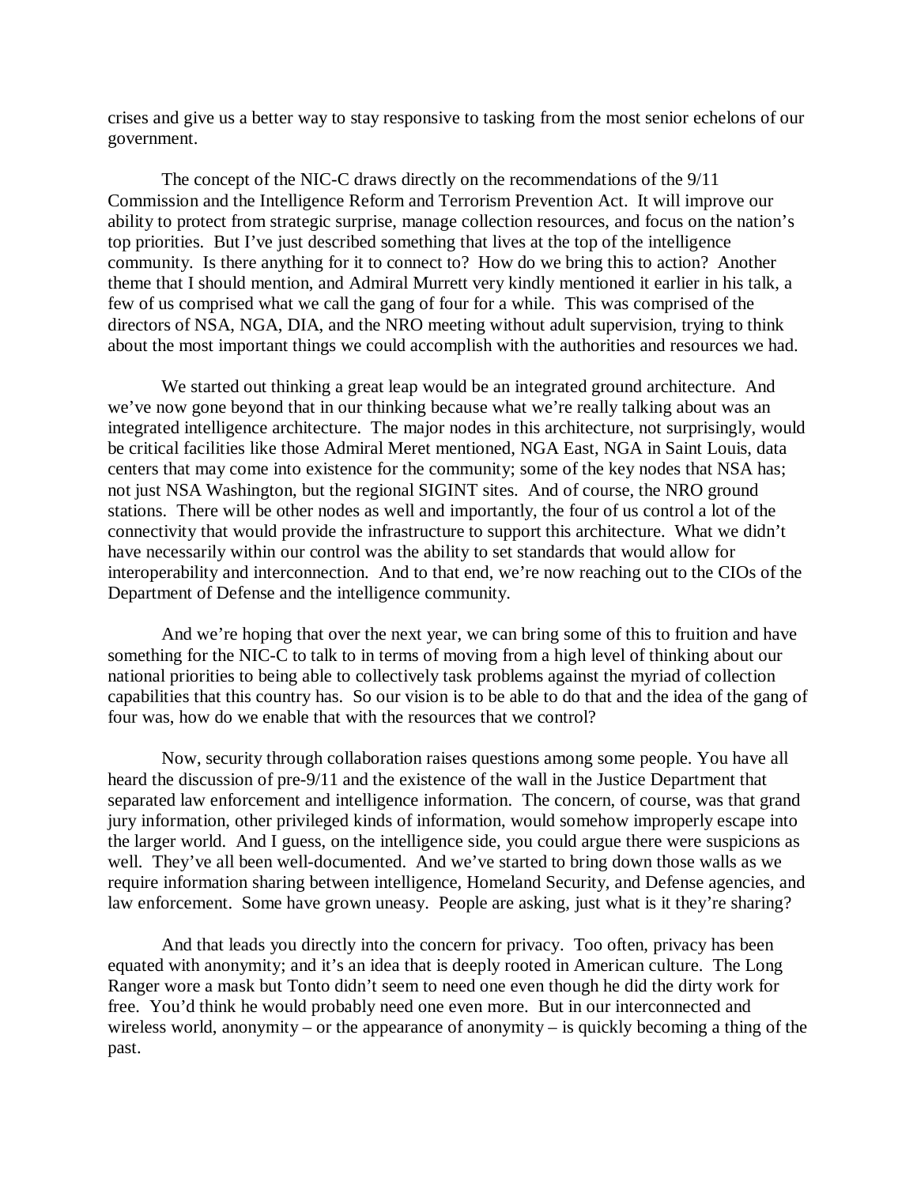crises and give us a better way to stay responsive to tasking from the most senior echelons of our government.

The concept of the NIC-C draws directly on the recommendations of the 9/11 Commission and the Intelligence Reform and Terrorism Prevention Act. It will improve our ability to protect from strategic surprise, manage collection resources, and focus on the nation's top priorities. But I've just described something that lives at the top of the intelligence community. Is there anything for it to connect to? How do we bring this to action? Another theme that I should mention, and Admiral Murrett very kindly mentioned it earlier in his talk, a few of us comprised what we call the gang of four for a while. This was comprised of the directors of NSA, NGA, DIA, and the NRO meeting without adult supervision, trying to think about the most important things we could accomplish with the authorities and resources we had.

We started out thinking a great leap would be an integrated ground architecture. And we've now gone beyond that in our thinking because what we're really talking about was an integrated intelligence architecture. The major nodes in this architecture, not surprisingly, would be critical facilities like those Admiral Meret mentioned, NGA East, NGA in Saint Louis, data centers that may come into existence for the community; some of the key nodes that NSA has; not just NSA Washington, but the regional SIGINT sites. And of course, the NRO ground stations. There will be other nodes as well and importantly, the four of us control a lot of the connectivity that would provide the infrastructure to support this architecture. What we didn't have necessarily within our control was the ability to set standards that would allow for interoperability and interconnection. And to that end, we're now reaching out to the CIOs of the Department of Defense and the intelligence community.

And we're hoping that over the next year, we can bring some of this to fruition and have something for the NIC-C to talk to in terms of moving from a high level of thinking about our national priorities to being able to collectively task problems against the myriad of collection capabilities that this country has. So our vision is to be able to do that and the idea of the gang of four was, how do we enable that with the resources that we control?

Now, security through collaboration raises questions among some people. You have all heard the discussion of pre-9/11 and the existence of the wall in the Justice Department that separated law enforcement and intelligence information. The concern, of course, was that grand jury information, other privileged kinds of information, would somehow improperly escape into the larger world. And I guess, on the intelligence side, you could argue there were suspicions as well. They've all been well-documented. And we've started to bring down those walls as we require information sharing between intelligence, Homeland Security, and Defense agencies, and law enforcement. Some have grown uneasy. People are asking, just what is it they're sharing?

And that leads you directly into the concern for privacy. Too often, privacy has been equated with anonymity; and it's an idea that is deeply rooted in American culture. The Long Ranger wore a mask but Tonto didn't seem to need one even though he did the dirty work for free. You'd think he would probably need one even more. But in our interconnected and wireless world, anonymity – or the appearance of anonymity – is quickly becoming a thing of the past.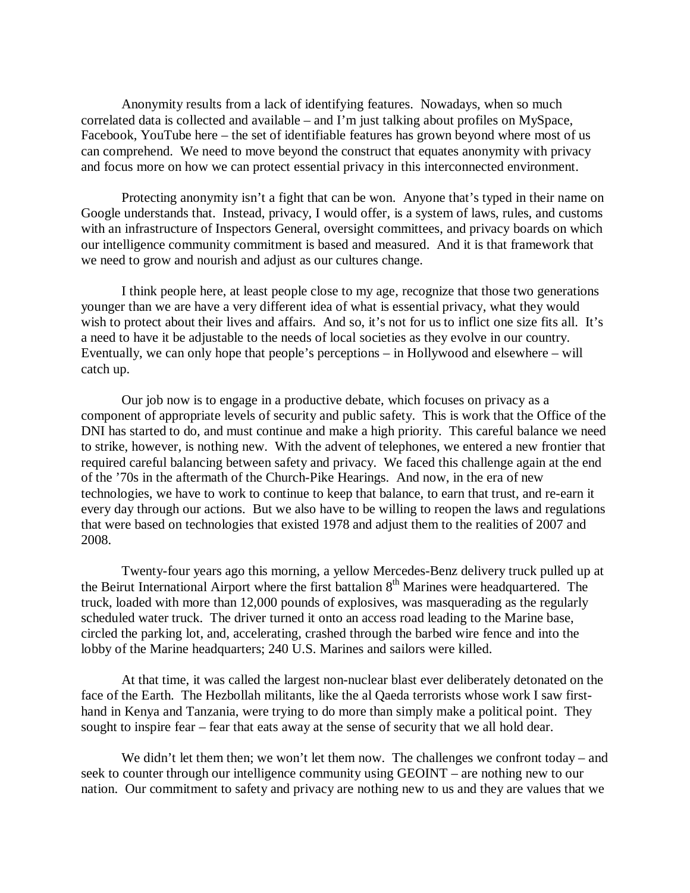Anonymity results from a lack of identifying features. Nowadays, when so much correlated data is collected and available – and I'm just talking about profiles on MySpace, Facebook, YouTube here – the set of identifiable features has grown beyond where most of us can comprehend. We need to move beyond the construct that equates anonymity with privacy and focus more on how we can protect essential privacy in this interconnected environment.

Protecting anonymity isn't a fight that can be won. Anyone that's typed in their name on Google understands that. Instead, privacy, I would offer, is a system of laws, rules, and customs with an infrastructure of Inspectors General, oversight committees, and privacy boards on which our intelligence community commitment is based and measured. And it is that framework that we need to grow and nourish and adjust as our cultures change.

I think people here, at least people close to my age, recognize that those two generations younger than we are have a very different idea of what is essential privacy, what they would wish to protect about their lives and affairs. And so, it's not for us to inflict one size fits all. It's a need to have it be adjustable to the needs of local societies as they evolve in our country. Eventually, we can only hope that people's perceptions – in Hollywood and elsewhere – will catch up.

Our job now is to engage in a productive debate, which focuses on privacy as a component of appropriate levels of security and public safety. This is work that the Office of the DNI has started to do, and must continue and make a high priority. This careful balance we need to strike, however, is nothing new. With the advent of telephones, we entered a new frontier that required careful balancing between safety and privacy. We faced this challenge again at the end of the '70s in the aftermath of the Church-Pike Hearings. And now, in the era of new technologies, we have to work to continue to keep that balance, to earn that trust, and re-earn it every day through our actions. But we also have to be willing to reopen the laws and regulations that were based on technologies that existed 1978 and adjust them to the realities of 2007 and 2008.

Twenty-four years ago this morning, a yellow Mercedes-Benz delivery truck pulled up at the Beirut International Airport where the first battalion 8th Marines were headquartered. The truck, loaded with more than 12,000 pounds of explosives, was masquerading as the regularly scheduled water truck. The driver turned it onto an access road leading to the Marine base, circled the parking lot, and, accelerating, crashed through the barbed wire fence and into the lobby of the Marine headquarters; 240 U.S. Marines and sailors were killed.

At that time, it was called the largest non-nuclear blast ever deliberately detonated on the face of the Earth. The Hezbollah militants, like the al Qaeda terrorists whose work I saw first-hand in Kenya and Tanzania, were trying to do more than simply make a political point. They sought to inspire fear – fear that eats away at the sense of security that we all hold dear.

We didn't let them then; we won't let them now. The challenges we confront today – and seek to counter through our intelligence community using GEOINT – are nothing new to our nation. Our commitment to safety and privacy are nothing new to us and they are values that we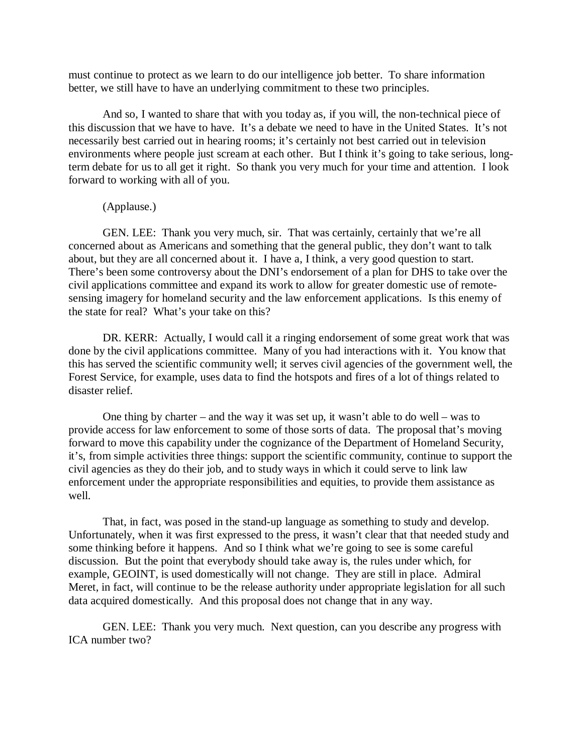must continue to protect as we learn to do our intelligence job better. To share information better, we still have to have an underlying commitment to these two principles.

And so, I wanted to share that with you today as, if you will, the non-technical piece of this discussion that we have to have. It's a debate we need to have in the United States. It's not necessarily best carried out in hearing rooms; it's certainly not best carried out in television environments where people just scream at each other. But I think it's going to take serious, long-term debate for us to all get it right. So thank you very much for your time and attention. I look forward to working with all of you.

(Applause.)

GEN. LEE: Thank you very much, sir. That was certainly, certainly that we're all concerned about as Americans and something that the general public, they don't want to talk about, but they are all concerned about it. I have a, I think, a very good question to start. There's been some controversy about the DNI's endorsement of a plan for DHS to take over the civil applications committee and expand its work to allow for greater domestic use of remote-sensing imagery for homeland security and the law enforcement applications. Is this enemy of the state for real? What's your take on this?

DR. KERR: Actually, I would call it a ringing endorsement of some great work that was done by the civil applications committee. Many of you had interactions with it. You know that this has served the scientific community well; it serves civil agencies of the government well, the Forest Service, for example, uses data to find the hotspots and fires of a lot of things related to disaster relief.

One thing by charter – and the way it was set up, it wasn't able to do well – was to provide access for law enforcement to some of those sorts of data. The proposal that's moving forward to move this capability under the cognizance of the Department of Homeland Security, it's, from simple activities three things: support the scientific community, continue to support the civil agencies as they do their job, and to study ways in which it could serve to link law enforcement under the appropriate responsibilities and equities, to provide them assistance as well.

That, in fact, was posed in the stand-up language as something to study and develop. Unfortunately, when it was first expressed to the press, it wasn't clear that that needed study and some thinking before it happens. And so I think what we're going to see is some careful discussion. But the point that everybody should take away is, the rules under which, for example, GEOINT, is used domestically will not change. They are still in place. Admiral Meret, in fact, will continue to be the release authority under appropriate legislation for all such data acquired domestically. And this proposal does not change that in any way.

GEN. LEE: Thank you very much. Next question, can you describe any progress with ICA number two?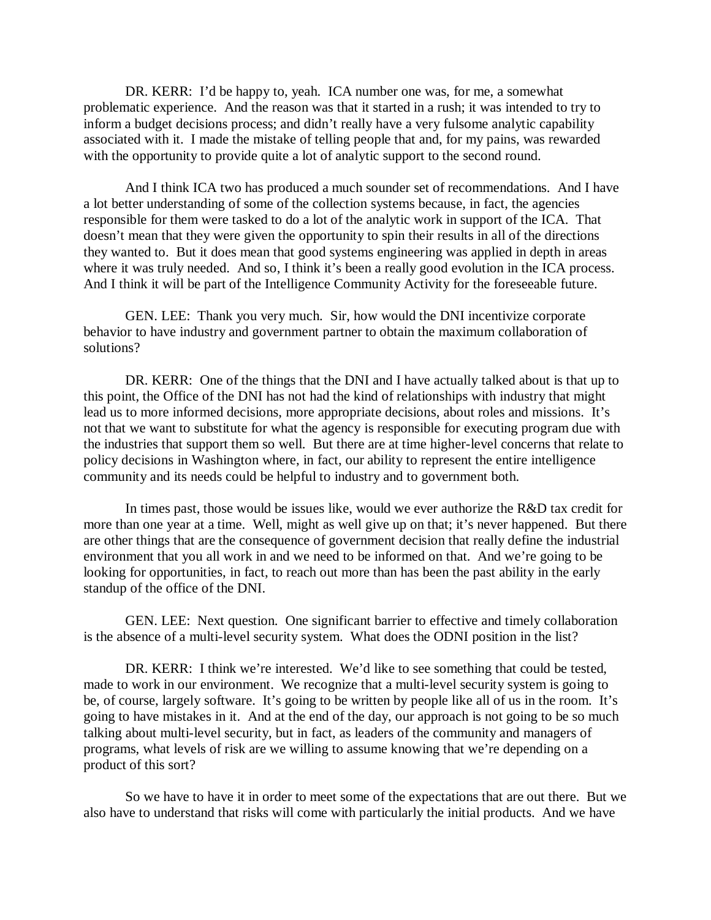DR. KERR: I'd be happy to, yeah. ICA number one was, for me, a somewhat problematic experience. And the reason was that it started in a rush; it was intended to try to inform a budget decisions process; and didn't really have a very fulsome analytic capability associated with it. I made the mistake of telling people that and, for my pains, was rewarded with the opportunity to provide quite a lot of analytic support to the second round.

And I think ICA two has produced a much sounder set of recommendations. And I have a lot better understanding of some of the collection systems because, in fact, the agencies responsible for them were tasked to do a lot of the analytic work in support of the ICA. That doesn't mean that they were given the opportunity to spin their results in all of the directions they wanted to. But it does mean that good systems engineering was applied in depth in areas where it was truly needed. And so, I think it's been a really good evolution in the ICA process. And I think it will be part of the Intelligence Community Activity for the foreseeable future.

GEN. LEE: Thank you very much. Sir, how would the DNI incentivize corporate behavior to have industry and government partner to obtain the maximum collaboration of solutions?

DR. KERR: One of the things that the DNI and I have actually talked about is that up to this point, the Office of the DNI has not had the kind of relationships with industry that might lead us to more informed decisions, more appropriate decisions, about roles and missions. It's not that we want to substitute for what the agency is responsible for executing program due with the industries that support them so well. But there are at time higher-level concerns that relate to policy decisions in Washington where, in fact, our ability to represent the entire intelligence community and its needs could be helpful to industry and to government both.

In times past, those would be issues like, would we ever authorize the R&D tax credit for more than one year at a time. Well, might as well give up on that; it's never happened. But there are other things that are the consequence of government decision that really define the industrial environment that you all work in and we need to be informed on that. And we're going to be looking for opportunities, in fact, to reach out more than has been the past ability in the early standup of the office of the DNI.

GEN. LEE: Next question. One significant barrier to effective and timely collaboration is the absence of a multi-level security system. What does the ODNI position in the list?

DR. KERR: I think we're interested. We'd like to see something that could be tested, made to work in our environment. We recognize that a multi-level security system is going to be, of course, largely software. It's going to be written by people like all of us in the room. It's going to have mistakes in it. And at the end of the day, our approach is not going to be so much talking about multi-level security, but in fact, as leaders of the community and managers of programs, what levels of risk are we willing to assume knowing that we're depending on a product of this sort?

So we have to have it in order to meet some of the expectations that are out there. But we also have to understand that risks will come with particularly the initial products. And we have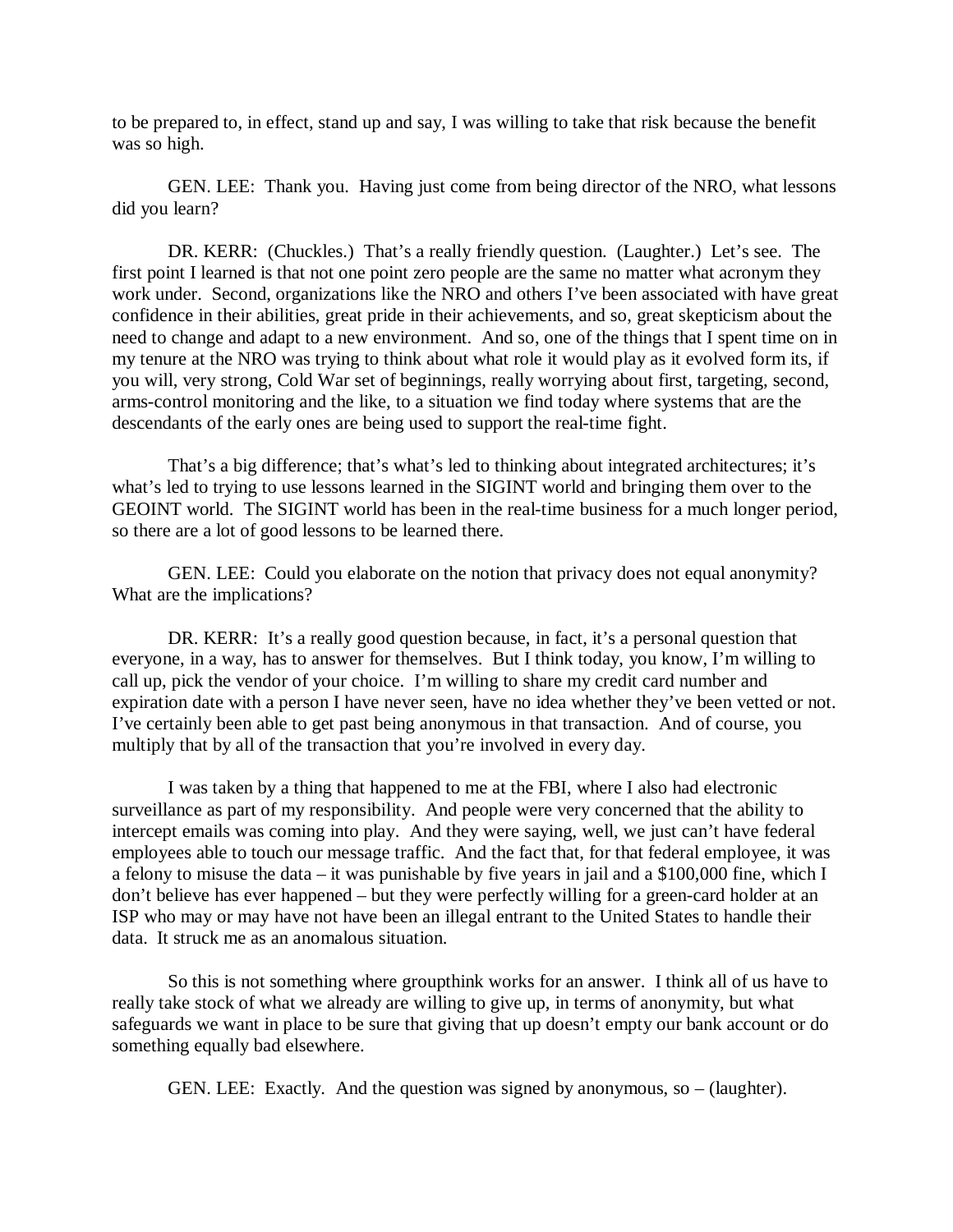to be prepared to, in effect, stand up and say, I was willing to take that risk because the benefit was so high.

GEN. LEE: Thank you. Having just come from being director of the NRO, what lessons did you learn?

DR. KERR: (Chuckles.) That's a really friendly question. (Laughter.) Let's see. The first point I learned is that not one point zero people are the same no matter what acronym they work under. Second, organizations like the NRO and others I've been associated with have great confidence in their abilities, great pride in their achievements, and so, great skepticism about the need to change and adapt to a new environment. And so, one of the things that I spent time on in my tenure at the NRO was trying to think about what role it would play as it evolved form its, if you will, very strong, Cold War set of beginnings, really worrying about first, targeting, second, arms-control monitoring and the like, to a situation we find today where systems that are the descendants of the early ones are being used to support the real-time fight.

That's a big difference; that's what's led to thinking about integrated architectures; it's what's led to trying to use lessons learned in the SIGINT world and bringing them over to the GEOINT world. The SIGINT world has been in the real-time business for a much longer period, so there are a lot of good lessons to be learned there.

GEN. LEE: Could you elaborate on the notion that privacy does not equal anonymity? What are the implications?

DR. KERR: It's a really good question because, in fact, it's a personal question that everyone, in a way, has to answer for themselves. But I think today, you know, I'm willing to call up, pick the vendor of your choice. I'm willing to share my credit card number and expiration date with a person I have never seen, have no idea whether they've been vetted or not. I've certainly been able to get past being anonymous in that transaction. And of course, you multiply that by all of the transaction that you're involved in every day.

I was taken by a thing that happened to me at the FBI, where I also had electronic surveillance as part of my responsibility. And people were very concerned that the ability to intercept emails was coming into play. And they were saying, well, we just can't have federal employees able to touch our message traffic. And the fact that, for that federal employee, it was a felony to misuse the data – it was punishable by five years in jail and a $100,000 fine, which I don't believe has ever happened – but they were perfectly willing for a green-card holder at an ISP who may or may have not have been an illegal entrant to the United States to handle their data. It struck me as an anomalous situation.

So this is not something where groupthink works for an answer. I think all of us have to really take stock of what we already are willing to give up, in terms of anonymity, but what safeguards we want in place to be sure that giving that up doesn't empty our bank account or do something equally bad elsewhere.

GEN. LEE: Exactly. And the question was signed by anonymous, so – (laughter).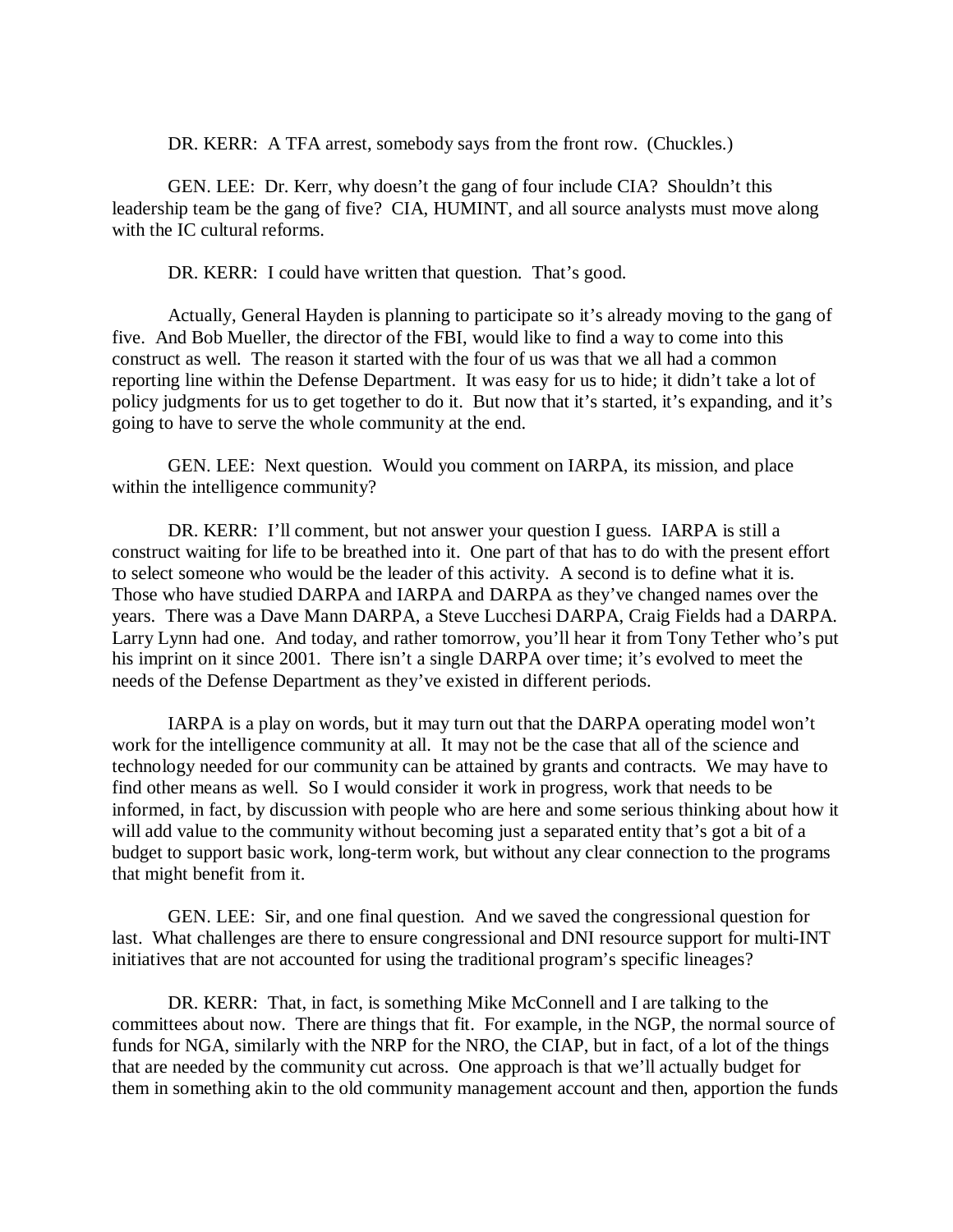DR. KERR: A TFA arrest, somebody says from the front row. (Chuckles.)

GEN. LEE: Dr. Kerr, why doesn't the gang of four include CIA? Shouldn't this leadership team be the gang of five? CIA, HUMINT, and all source analysts must move along with the IC cultural reforms.

DR. KERR: I could have written that question. That's good.

Actually, General Hayden is planning to participate so it's already moving to the gang of five. And Bob Mueller, the director of the FBI, would like to find a way to come into this construct as well. The reason it started with the four of us was that we all had a common reporting line within the Defense Department. It was easy for us to hide; it didn't take a lot of policy judgments for us to get together to do it. But now that it's started, it's expanding, and it's going to have to serve the whole community at the end.

GEN. LEE: Next question. Would you comment on IARPA, its mission, and place within the intelligence community?

DR. KERR: I'll comment, but not answer your question I guess. IARPA is still a construct waiting for life to be breathed into it. One part of that has to do with the present effort to select someone who would be the leader of this activity. A second is to define what it is. Those who have studied DARPA and IARPA and DARPA as they've changed names over the years. There was a Dave Mann DARPA, a Steve Lucchesi DARPA, Craig Fields had a DARPA. Larry Lynn had one. And today, and rather tomorrow, you'll hear it from Tony Tether who's put his imprint on it since 2001. There isn't a single DARPA over time; it's evolved to meet the needs of the Defense Department as they've existed in different periods.

IARPA is a play on words, but it may turn out that the DARPA operating model won't work for the intelligence community at all. It may not be the case that all of the science and technology needed for our community can be attained by grants and contracts. We may have to find other means as well. So I would consider it work in progress, work that needs to be informed, in fact, by discussion with people who are here and some serious thinking about how it will add value to the community without becoming just a separated entity that's got a bit of a budget to support basic work, long-term work, but without any clear connection to the programs that might benefit from it.

GEN. LEE: Sir, and one final question. And we saved the congressional question for last. What challenges are there to ensure congressional and DNI resource support for multi-INT initiatives that are not accounted for using the traditional program's specific lineages?

DR. KERR: That, in fact, is something Mike McConnell and I are talking to the committees about now. There are things that fit. For example, in the NGP, the normal source of funds for NGA, similarly with the NRP for the NRO, the CIAP, but in fact, of a lot of the things that are needed by the community cut across. One approach is that we'll actually budget for them in something akin to the old community management account and then, apportion the funds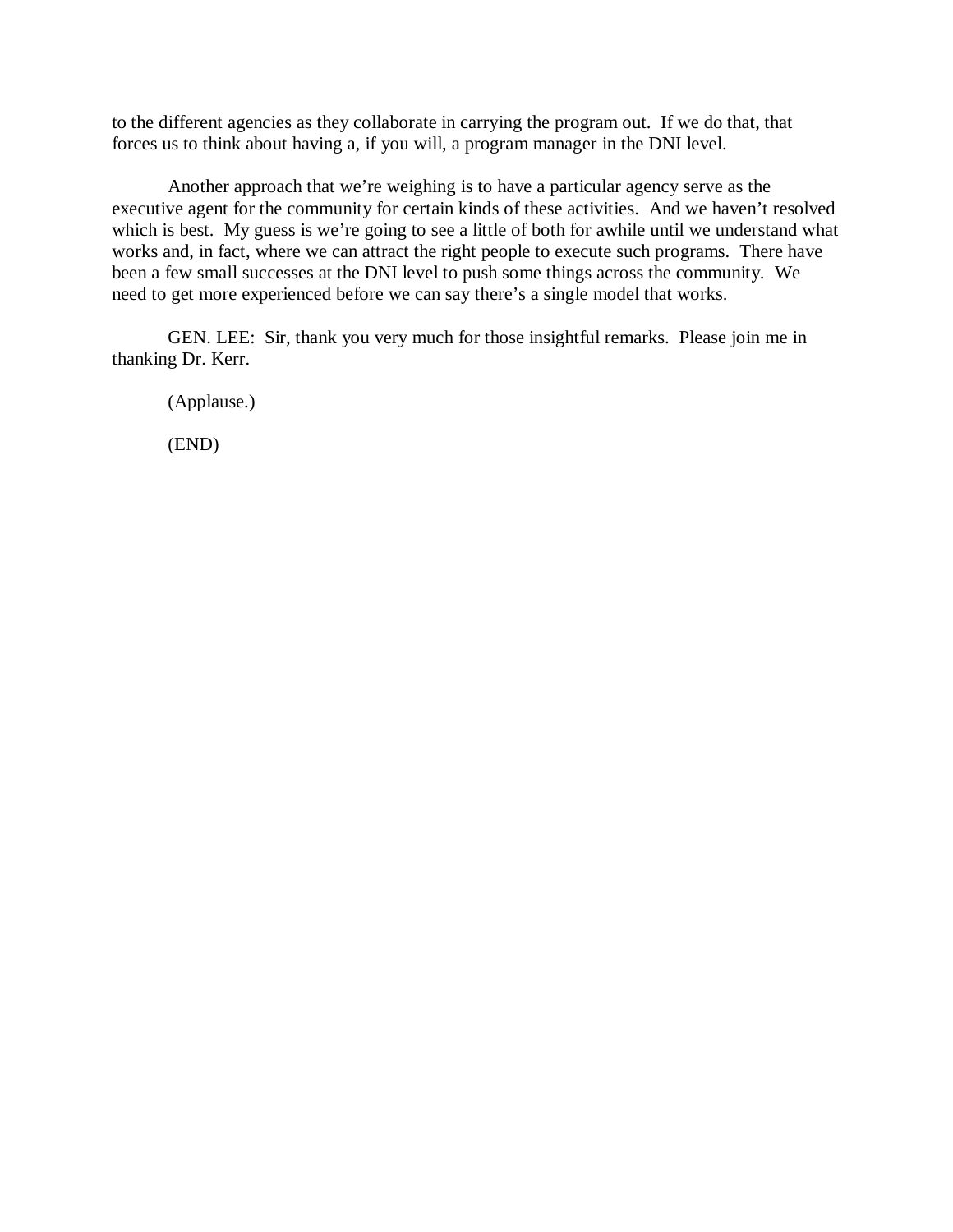to the different agencies as they collaborate in carrying the program out. If we do that, that forces us to think about having a, if you will, a program manager in the DNI level.

Another approach that we're weighing is to have a particular agency serve as the executive agent for the community for certain kinds of these activities. And we haven't resolved which is best. My guess is we're going to see a little of both for awhile until we understand what works and, in fact, where we can attract the right people to execute such programs. There have been a few small successes at the DNI level to push some things across the community. We need to get more experienced before we can say there's a single model that works.

GEN. LEE: Sir, thank you very much for those insightful remarks. Please join me in thanking Dr. Kerr.

(Applause.)

(END)